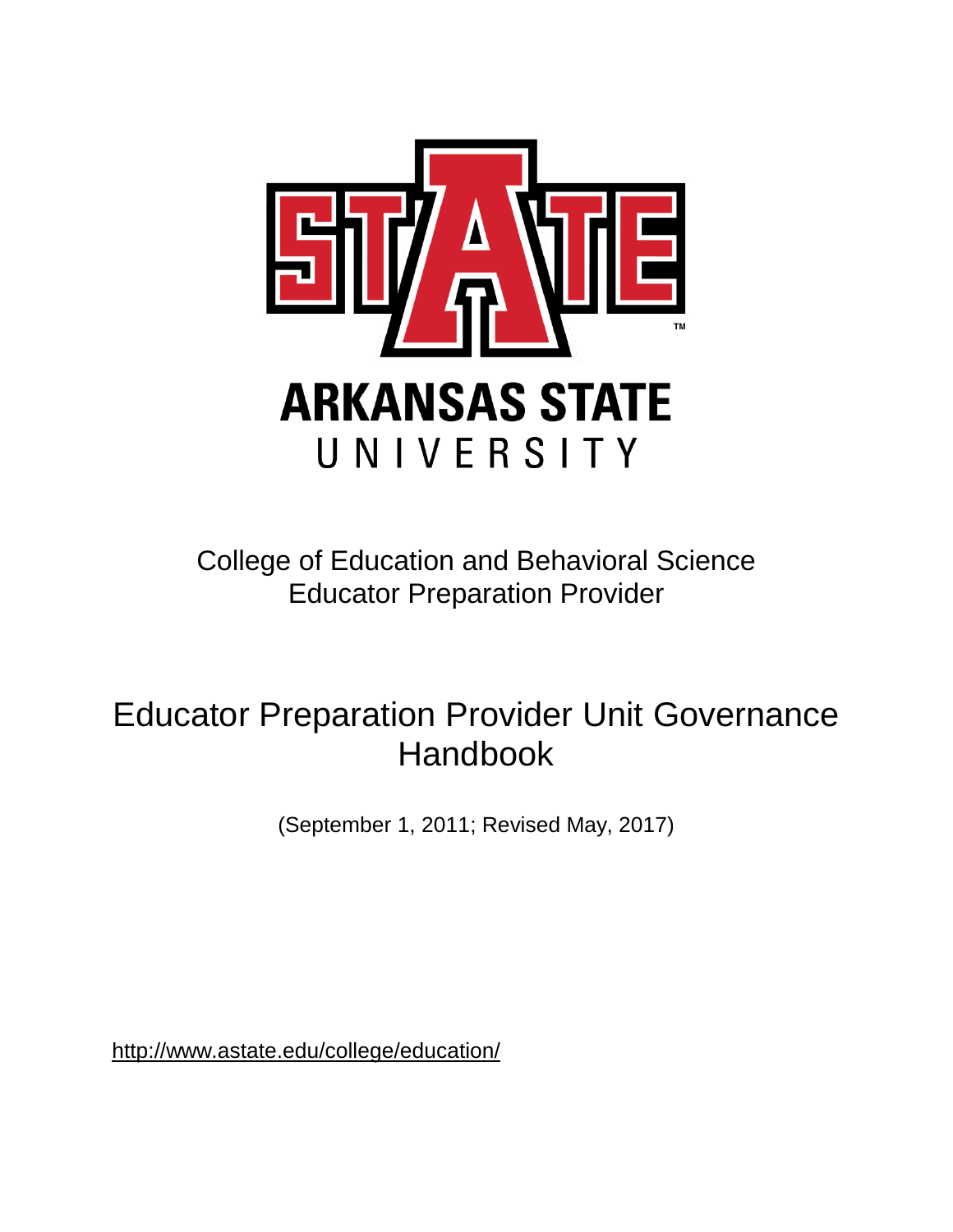ARKANSAS STATE UNIVERSITY

College of Education and Behavioral Science
Educator Preparation Provider

# Educator Preparation Provider Unit Governance Handbook

(September 1, 2011; Revised May, 2017)

http://www.astate.edu/college/education/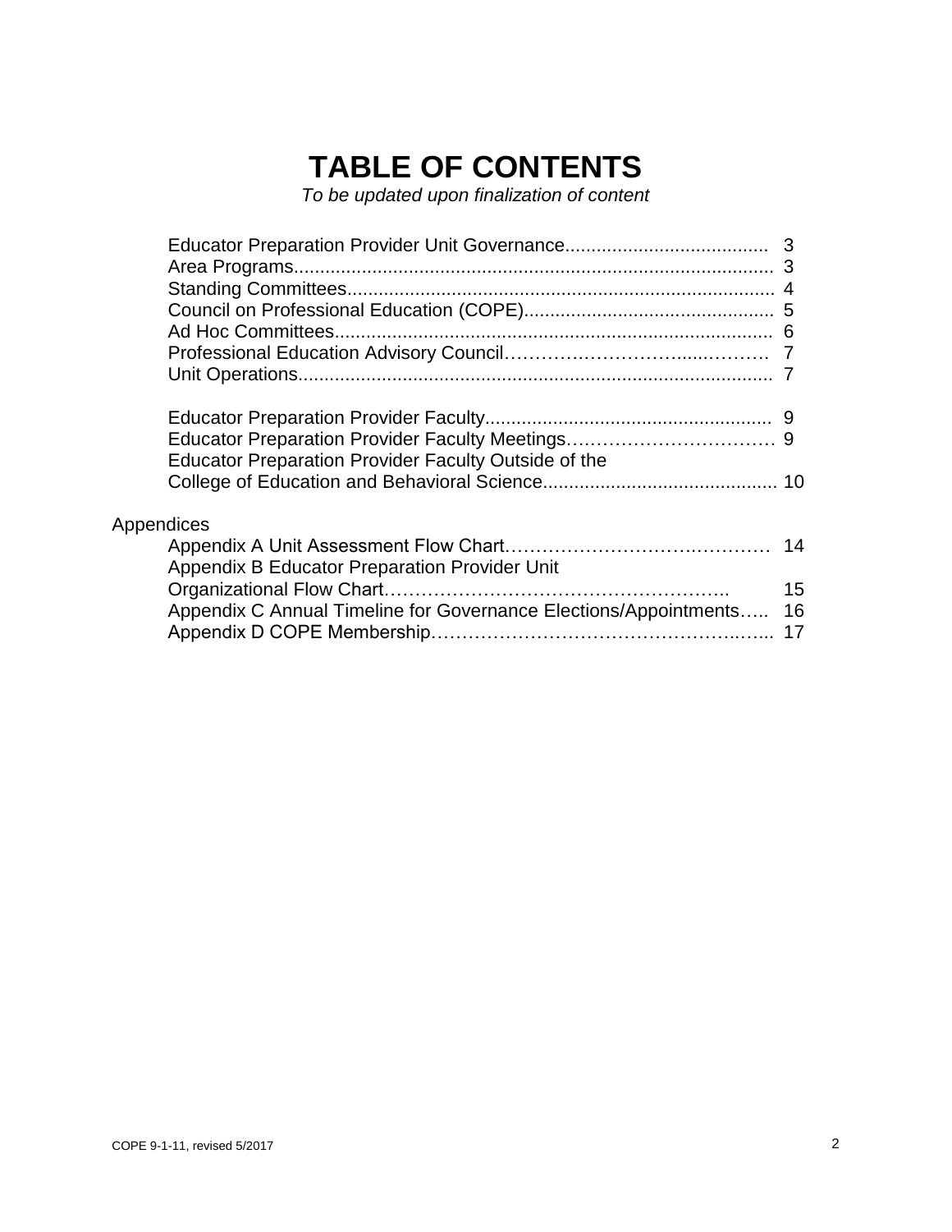# TABLE OF CONTENTS

*To be updated upon finalization of content*

Educator Preparation Provider Unit Governance...................................... 3
Area Programs........................................................................................... 3
Standing Committees................................................................................. 4
Council on Professional Education (COPE)............................................... 5
Ad Hoc Committees................................................................................... 6
Professional Education Advisory Council………………………......……… 7
Unit Operations.......................................................................................... 7

Educator Preparation Provider Faculty...................................................... 9
Educator Preparation Provider Faculty Meetings.……………………………… 9
Educator Preparation Provider Faculty Outside of the College of Education and Behavioral Science............................................. 10

Appendices

Appendix A Unit Assessment Flow Chart……………………………….………… 14
Appendix B Educator Preparation Provider Unit Organizational Flow Chart……………………………………………….. 15
Appendix C Annual Timeline for Governance Elections/Appointments….. 16
Appendix D COPE Membership……………………………………………..…... 17

COPE 9-1-11, revised 5/2017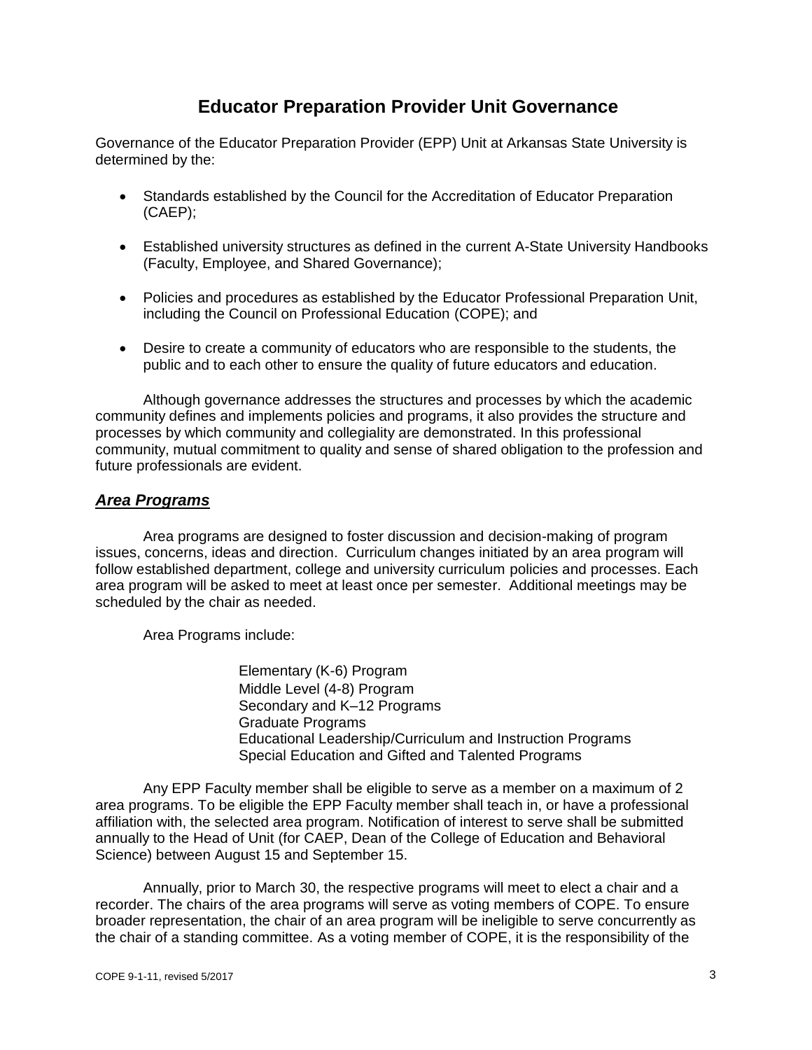# Educator Preparation Provider Unit Governance

Governance of the Educator Preparation Provider (EPP) Unit at Arkansas State University is determined by the:

- Standards established by the Council for the Accreditation of Educator Preparation (CAEP);
- Established university structures as defined in the current A-State University Handbooks (Faculty, Employee, and Shared Governance);
- Policies and procedures as established by the Educator Professional Preparation Unit, including the Council on Professional Education (COPE); and
- Desire to create a community of educators who are responsible to the students, the public and to each other to ensure the quality of future educators and education.

Although governance addresses the structures and processes by which the academic community defines and implements policies and programs, it also provides the structure and processes by which community and collegiality are demonstrated. In this professional community, mutual commitment to quality and sense of shared obligation to the profession and future professionals are evident.

## ***Area Programs***

Area programs are designed to foster discussion and decision-making of program issues, concerns, ideas and direction. Curriculum changes initiated by an area program will follow established department, college and university curriculum policies and processes. Each area program will be asked to meet at least once per semester. Additional meetings may be scheduled by the chair as needed.

Area Programs include:

Elementary (K-6) Program
Middle Level (4-8) Program
Secondary and K–12 Programs
Graduate Programs
Educational Leadership/Curriculum and Instruction Programs
Special Education and Gifted and Talented Programs

Any EPP Faculty member shall be eligible to serve as a member on a maximum of 2 area programs. To be eligible the EPP Faculty member shall teach in, or have a professional affiliation with, the selected area program. Notification of interest to serve shall be submitted annually to the Head of Unit (for CAEP, Dean of the College of Education and Behavioral Science) between August 15 and September 15.

Annually, prior to March 30, the respective programs will meet to elect a chair and a recorder. The chairs of the area programs will serve as voting members of COPE. To ensure broader representation, the chair of an area program will be ineligible to serve concurrently as the chair of a standing committee. As a voting member of COPE, it is the responsibility of the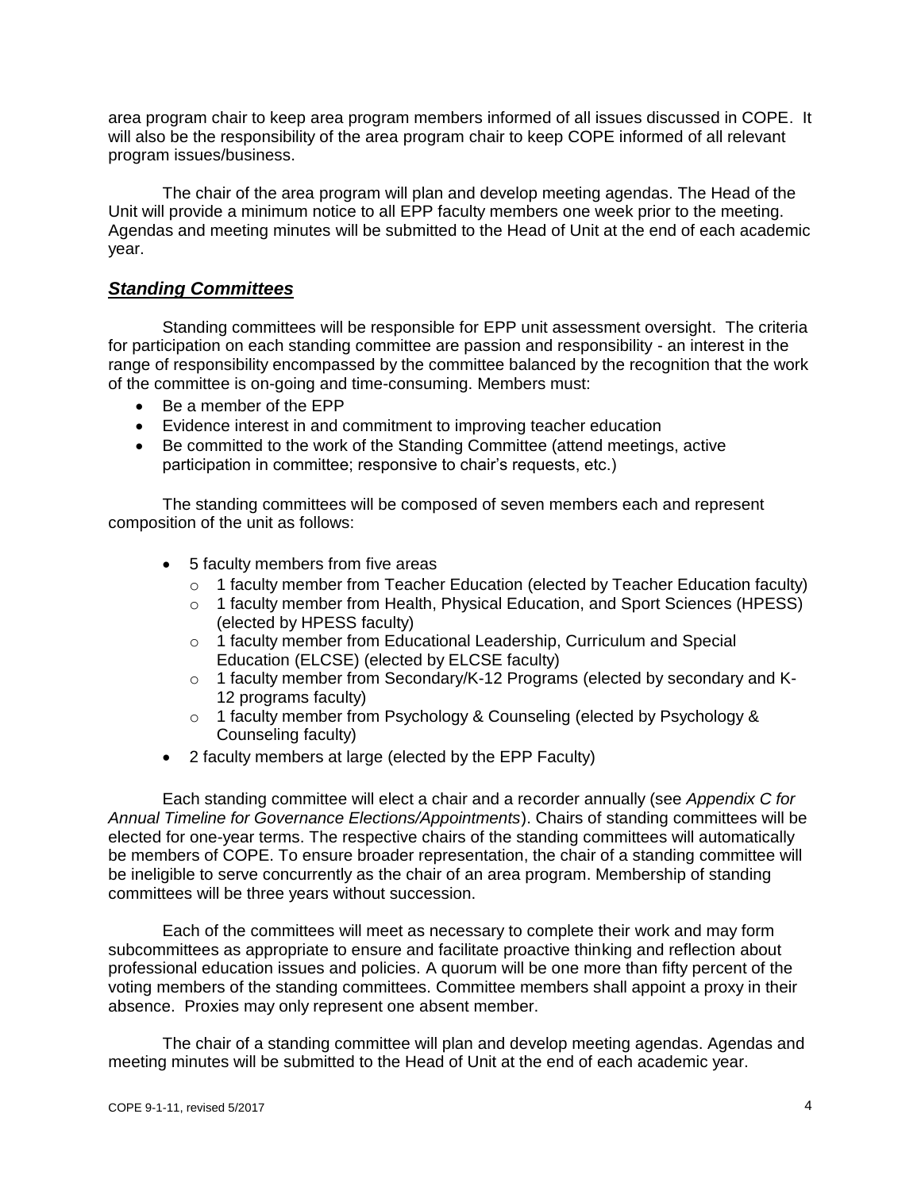area program chair to keep area program members informed of all issues discussed in COPE. It will also be the responsibility of the area program chair to keep COPE informed of all relevant program issues/business.

The chair of the area program will plan and develop meeting agendas. The Head of the Unit will provide a minimum notice to all EPP faculty members one week prior to the meeting. Agendas and meeting minutes will be submitted to the Head of Unit at the end of each academic year.

## ***Standing Committees***

Standing committees will be responsible for EPP unit assessment oversight. The criteria for participation on each standing committee are passion and responsibility - an interest in the range of responsibility encompassed by the committee balanced by the recognition that the work of the committee is on-going and time-consuming. Members must:

- Be a member of the EPP
- Evidence interest in and commitment to improving teacher education
- Be committed to the work of the Standing Committee (attend meetings, active participation in committee; responsive to chair's requests, etc.)

The standing committees will be composed of seven members each and represent composition of the unit as follows:

- 5 faculty members from five areas
  - 1 faculty member from Teacher Education (elected by Teacher Education faculty)
  - 1 faculty member from Health, Physical Education, and Sport Sciences (HPESS) (elected by HPESS faculty)
  - 1 faculty member from Educational Leadership, Curriculum and Special Education (ELCSE) (elected by ELCSE faculty)
  - 1 faculty member from Secondary/K-12 Programs (elected by secondary and K-12 programs faculty)
  - 1 faculty member from Psychology & Counseling (elected by Psychology & Counseling faculty)
- 2 faculty members at large (elected by the EPP Faculty)

Each standing committee will elect a chair and a recorder annually (see *Appendix C for Annual Timeline for Governance Elections/Appointments*). Chairs of standing committees will be elected for one-year terms. The respective chairs of the standing committees will automatically be members of COPE. To ensure broader representation, the chair of a standing committee will be ineligible to serve concurrently as the chair of an area program. Membership of standing committees will be three years without succession.

Each of the committees will meet as necessary to complete their work and may form subcommittees as appropriate to ensure and facilitate proactive thinking and reflection about professional education issues and policies. A quorum will be one more than fifty percent of the voting members of the standing committees. Committee members shall appoint a proxy in their absence. Proxies may only represent one absent member.

The chair of a standing committee will plan and develop meeting agendas. Agendas and meeting minutes will be submitted to the Head of Unit at the end of each academic year.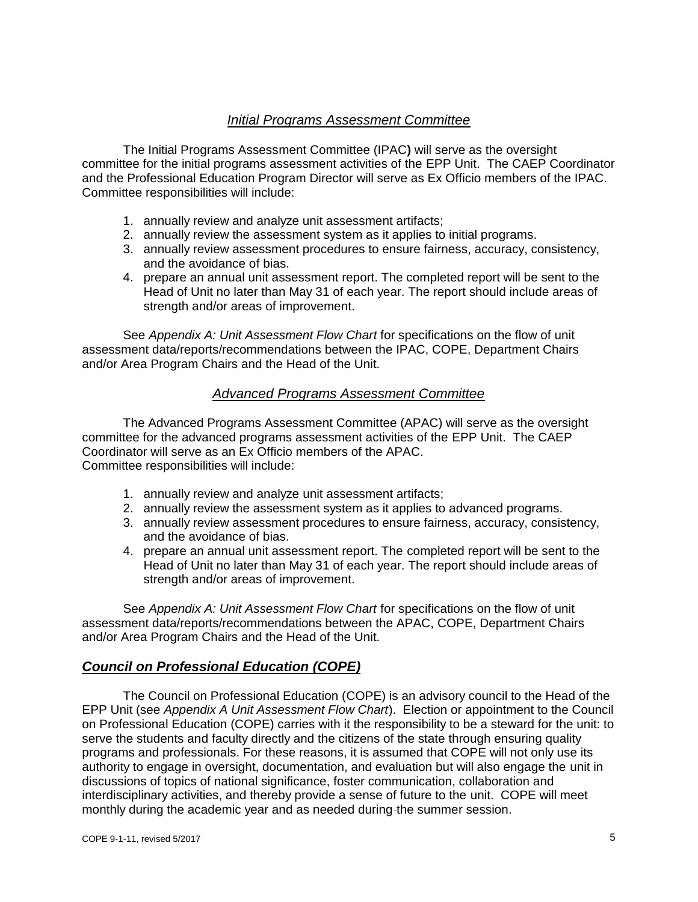### *Initial Programs Assessment Committee*

The Initial Programs Assessment Committee (IPAC**)** will serve as the oversight committee for the initial programs assessment activities of the EPP Unit. The CAEP Coordinator and the Professional Education Program Director will serve as Ex Officio members of the IPAC. Committee responsibilities will include:

1. annually review and analyze unit assessment artifacts;
2. annually review the assessment system as it applies to initial programs.
3. annually review assessment procedures to ensure fairness, accuracy, consistency, and the avoidance of bias.
4. prepare an annual unit assessment report. The completed report will be sent to the Head of Unit no later than May 31 of each year. The report should include areas of strength and/or areas of improvement.

See *Appendix A: Unit Assessment Flow Chart* for specifications on the flow of unit assessment data/reports/recommendations between the IPAC, COPE, Department Chairs and/or Area Program Chairs and the Head of the Unit.

### *Advanced Programs Assessment Committee*

The Advanced Programs Assessment Committee (APAC) will serve as the oversight committee for the advanced programs assessment activities of the EPP Unit. The CAEP Coordinator will serve as an Ex Officio members of the APAC.
Committee responsibilities will include:

1. annually review and analyze unit assessment artifacts;
2. annually review the assessment system as it applies to advanced programs.
3. annually review assessment procedures to ensure fairness, accuracy, consistency, and the avoidance of bias.
4. prepare an annual unit assessment report. The completed report will be sent to the Head of Unit no later than May 31 of each year. The report should include areas of strength and/or areas of improvement.

See *Appendix A: Unit Assessment Flow Chart* for specifications on the flow of unit assessment data/reports/recommendations between the APAC, COPE, Department Chairs and/or Area Program Chairs and the Head of the Unit.

## ***Council on Professional Education (COPE)***

The Council on Professional Education (COPE) is an advisory council to the Head of the EPP Unit (see *Appendix A Unit Assessment Flow Chart*). Election or appointment to the Council on Professional Education (COPE) carries with it the responsibility to be a steward for the unit: to serve the students and faculty directly and the citizens of the state through ensuring quality programs and professionals. For these reasons, it is assumed that COPE will not only use its authority to engage in oversight, documentation, and evaluation but will also engage the unit in discussions of topics of national significance, foster communication, collaboration and interdisciplinary activities, and thereby provide a sense of future to the unit. COPE will meet monthly during the academic year and as needed during the summer session.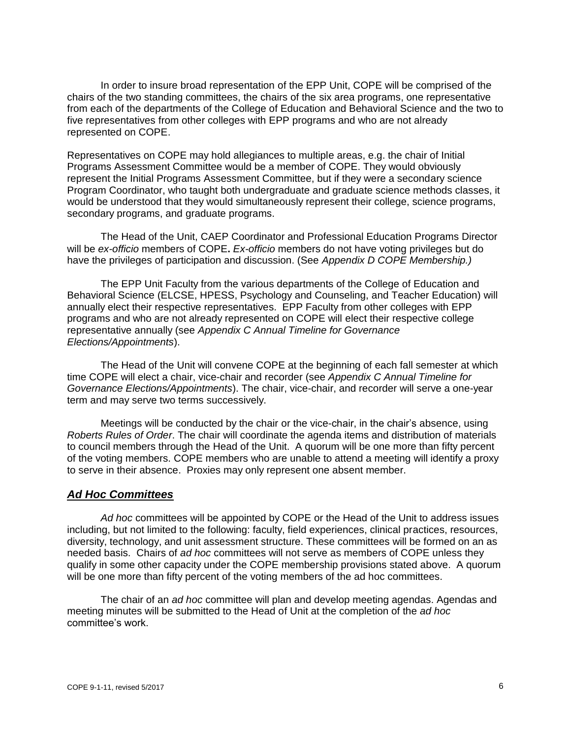In order to insure broad representation of the EPP Unit, COPE will be comprised of the chairs of the two standing committees, the chairs of the six area programs, one representative from each of the departments of the College of Education and Behavioral Science and the two to five representatives from other colleges with EPP programs and who are not already represented on COPE.

Representatives on COPE may hold allegiances to multiple areas, e.g. the chair of Initial Programs Assessment Committee would be a member of COPE. They would obviously represent the Initial Programs Assessment Committee, but if they were a secondary science Program Coordinator, who taught both undergraduate and graduate science methods classes, it would be understood that they would simultaneously represent their college, science programs, secondary programs, and graduate programs.

The Head of the Unit, CAEP Coordinator and Professional Education Programs Director will be *ex-officio* members of COPE**.** *Ex-officio* members do not have voting privileges but do have the privileges of participation and discussion. (See *Appendix D COPE Membership.)*

The EPP Unit Faculty from the various departments of the College of Education and Behavioral Science (ELCSE, HPESS, Psychology and Counseling, and Teacher Education) will annually elect their respective representatives. EPP Faculty from other colleges with EPP programs and who are not already represented on COPE will elect their respective college representative annually (see *Appendix C Annual Timeline for Governance Elections/Appointments*).

The Head of the Unit will convene COPE at the beginning of each fall semester at which time COPE will elect a chair, vice-chair and recorder (see *Appendix C Annual Timeline for Governance Elections/Appointments*). The chair, vice-chair, and recorder will serve a one-year term and may serve two terms successively.

Meetings will be conducted by the chair or the vice-chair, in the chair's absence, using *Roberts Rules of Order*. The chair will coordinate the agenda items and distribution of materials to council members through the Head of the Unit. A quorum will be one more than fifty percent of the voting members. COPE members who are unable to attend a meeting will identify a proxy to serve in their absence. Proxies may only represent one absent member.

### ***Ad Hoc Committees***

*Ad hoc* committees will be appointed by COPE or the Head of the Unit to address issues including, but not limited to the following: faculty, field experiences, clinical practices, resources, diversity, technology, and unit assessment structure. These committees will be formed on an as needed basis. Chairs of *ad hoc* committees will not serve as members of COPE unless they qualify in some other capacity under the COPE membership provisions stated above. A quorum will be one more than fifty percent of the voting members of the ad hoc committees.

The chair of an *ad hoc* committee will plan and develop meeting agendas. Agendas and meeting minutes will be submitted to the Head of Unit at the completion of the *ad hoc* committee's work.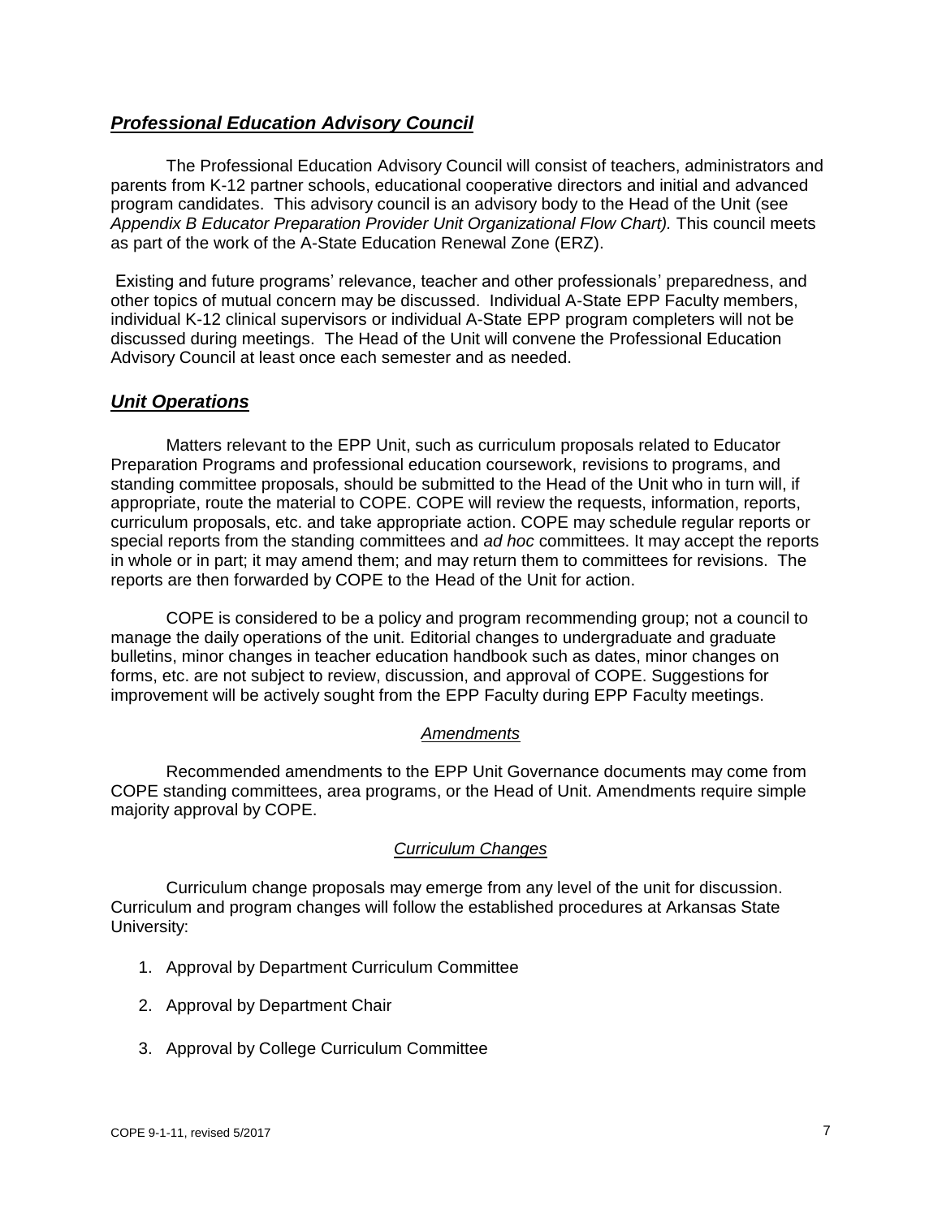## ***Professional Education Advisory Council***

The Professional Education Advisory Council will consist of teachers, administrators and parents from K-12 partner schools, educational cooperative directors and initial and advanced program candidates. This advisory council is an advisory body to the Head of the Unit (see *Appendix B Educator Preparation Provider Unit Organizational Flow Chart).* This council meets as part of the work of the A-State Education Renewal Zone (ERZ).

Existing and future programs' relevance, teacher and other professionals' preparedness, and other topics of mutual concern may be discussed. Individual A-State EPP Faculty members, individual K-12 clinical supervisors or individual A-State EPP program completers will not be discussed during meetings. The Head of the Unit will convene the Professional Education Advisory Council at least once each semester and as needed.

## ***Unit Operations***

Matters relevant to the EPP Unit, such as curriculum proposals related to Educator Preparation Programs and professional education coursework, revisions to programs, and standing committee proposals, should be submitted to the Head of the Unit who in turn will, if appropriate, route the material to COPE. COPE will review the requests, information, reports, curriculum proposals, etc. and take appropriate action. COPE may schedule regular reports or special reports from the standing committees and *ad hoc* committees. It may accept the reports in whole or in part; it may amend them; and may return them to committees for revisions. The reports are then forwarded by COPE to the Head of the Unit for action.

COPE is considered to be a policy and program recommending group; not a council to manage the daily operations of the unit. Editorial changes to undergraduate and graduate bulletins, minor changes in teacher education handbook such as dates, minor changes on forms, etc. are not subject to review, discussion, and approval of COPE. Suggestions for improvement will be actively sought from the EPP Faculty during EPP Faculty meetings.

### *Amendments*

Recommended amendments to the EPP Unit Governance documents may come from COPE standing committees, area programs, or the Head of Unit. Amendments require simple majority approval by COPE.

### *Curriculum Changes*

Curriculum change proposals may emerge from any level of the unit for discussion. Curriculum and program changes will follow the established procedures at Arkansas State University:

1. Approval by Department Curriculum Committee
2. Approval by Department Chair
3. Approval by College Curriculum Committee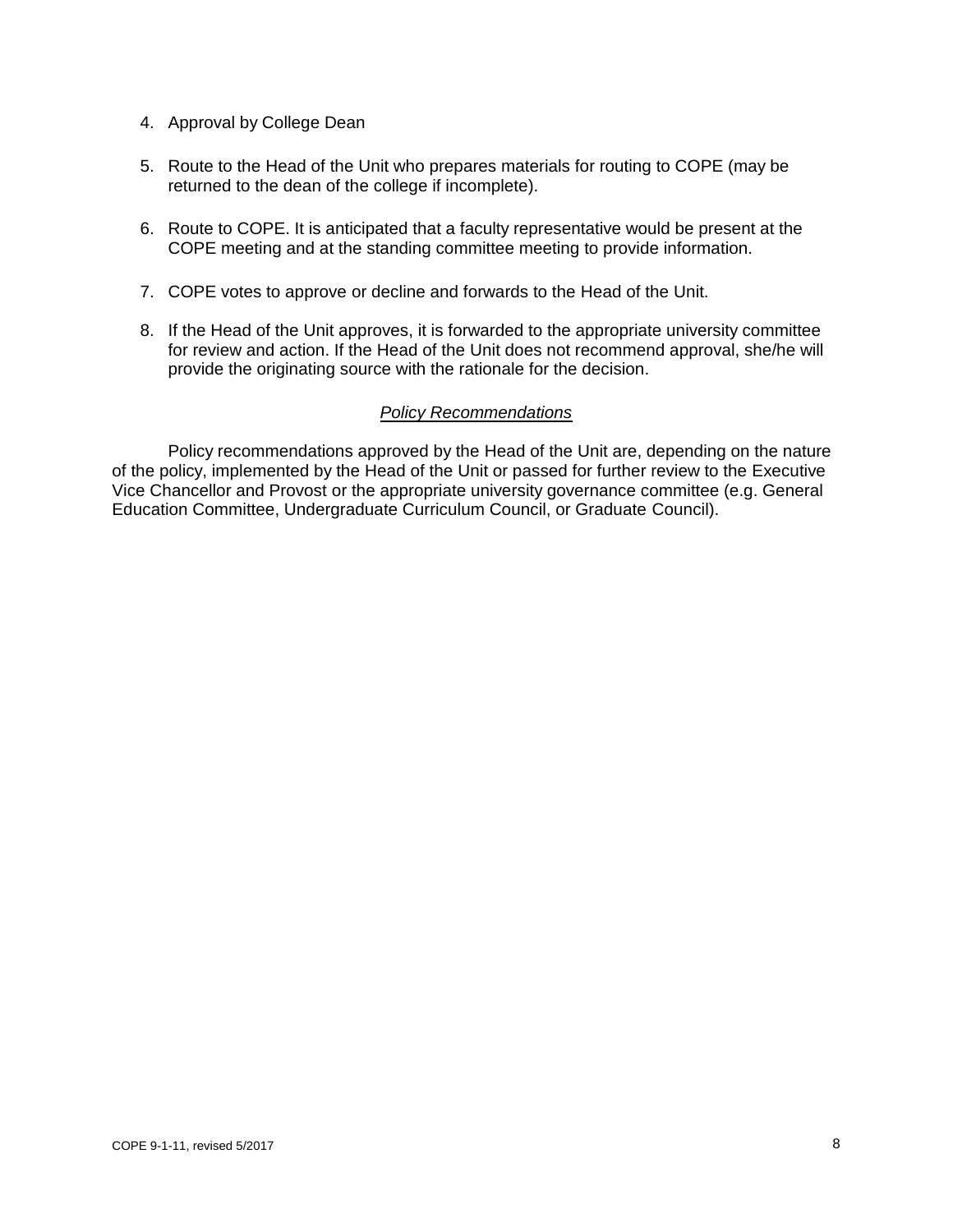4. Approval by College Dean

5. Route to the Head of the Unit who prepares materials for routing to COPE (may be returned to the dean of the college if incomplete).

6. Route to COPE. It is anticipated that a faculty representative would be present at the COPE meeting and at the standing committee meeting to provide information.

7. COPE votes to approve or decline and forwards to the Head of the Unit.

8. If the Head of the Unit approves, it is forwarded to the appropriate university committee for review and action. If the Head of the Unit does not recommend approval, she/he will provide the originating source with the rationale for the decision.

### *Policy Recommendations*

Policy recommendations approved by the Head of the Unit are, depending on the nature of the policy, implemented by the Head of the Unit or passed for further review to the Executive Vice Chancellor and Provost or the appropriate university governance committee (e.g. General Education Committee, Undergraduate Curriculum Council, or Graduate Council).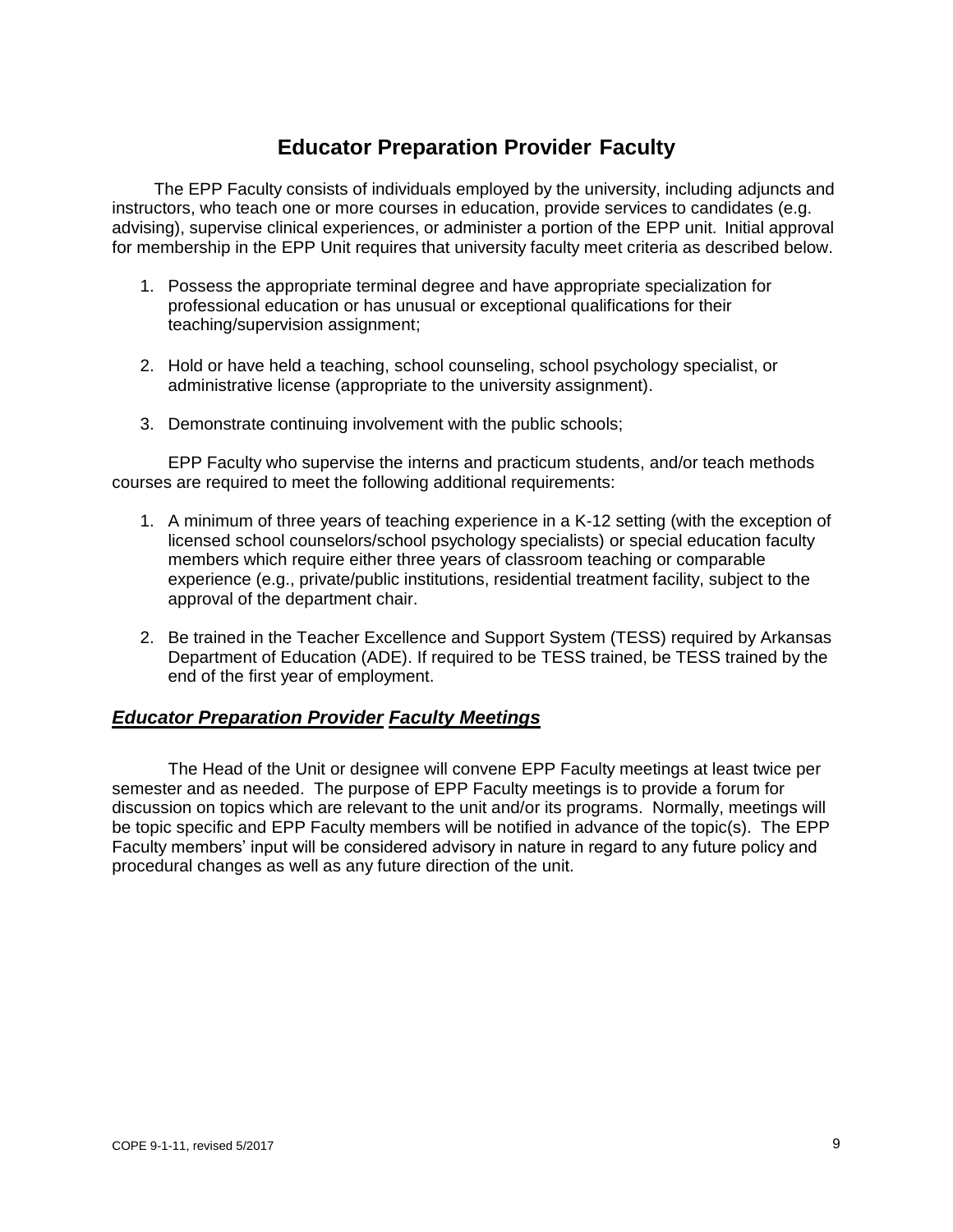# Educator Preparation Provider Faculty

The EPP Faculty consists of individuals employed by the university, including adjuncts and instructors, who teach one or more courses in education, provide services to candidates (e.g. advising), supervise clinical experiences, or administer a portion of the EPP unit. Initial approval for membership in the EPP Unit requires that university faculty meet criteria as described below.

1. Possess the appropriate terminal degree and have appropriate specialization for professional education or has unusual or exceptional qualifications for their teaching/supervision assignment;

2. Hold or have held a teaching, school counseling, school psychology specialist, or administrative license (appropriate to the university assignment).

3. Demonstrate continuing involvement with the public schools;

EPP Faculty who supervise the interns and practicum students, and/or teach methods courses are required to meet the following additional requirements:

1. A minimum of three years of teaching experience in a K-12 setting (with the exception of licensed school counselors/school psychology specialists) or special education faculty members which require either three years of classroom teaching or comparable experience (e.g., private/public institutions, residential treatment facility, subject to the approval of the department chair.

2. Be trained in the Teacher Excellence and Support System (TESS) required by Arkansas Department of Education (ADE). If required to be TESS trained, be TESS trained by the end of the first year of employment.

## ***Educator Preparation Provider Faculty Meetings***

The Head of the Unit or designee will convene EPP Faculty meetings at least twice per semester and as needed. The purpose of EPP Faculty meetings is to provide a forum for discussion on topics which are relevant to the unit and/or its programs. Normally, meetings will be topic specific and EPP Faculty members will be notified in advance of the topic(s). The EPP Faculty members' input will be considered advisory in nature in regard to any future policy and procedural changes as well as any future direction of the unit.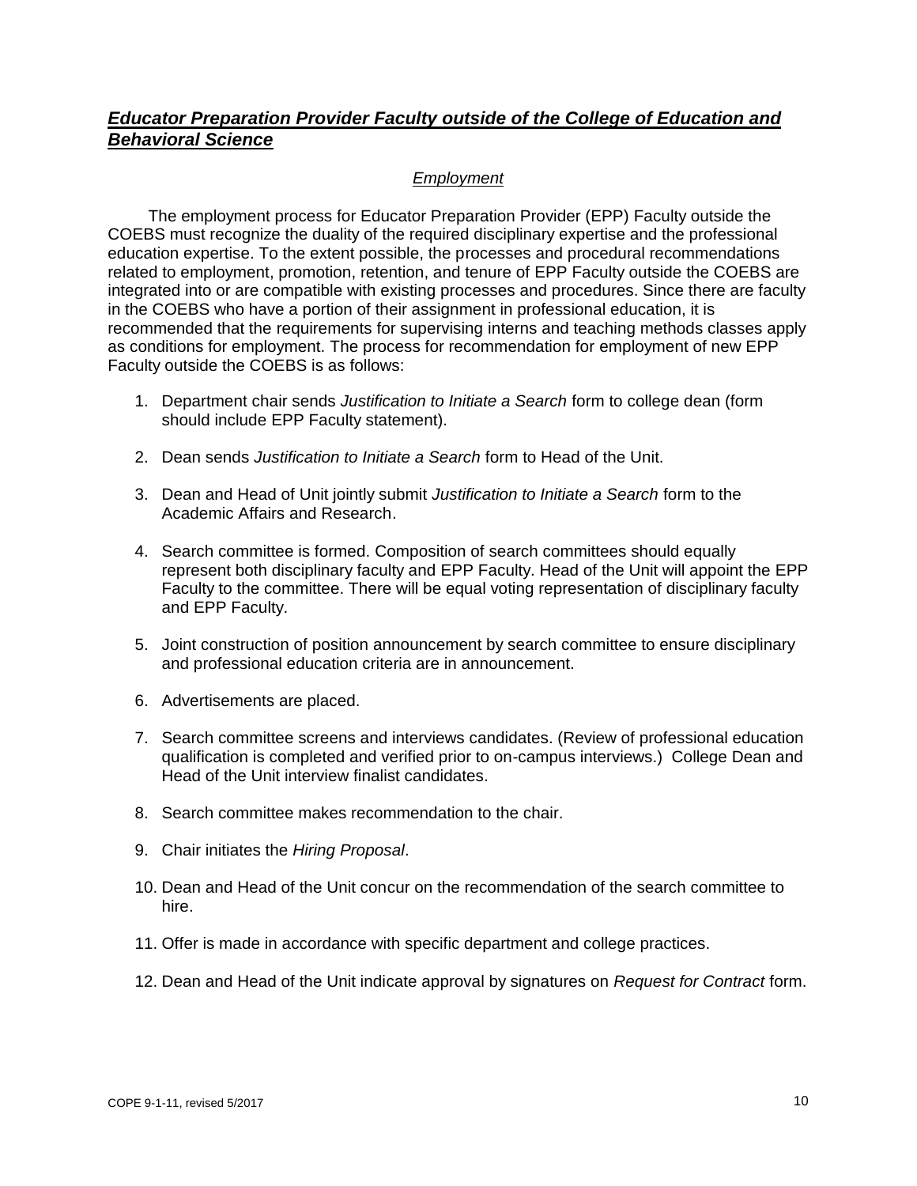## ***Educator Preparation Provider Faculty outside of the College of Education and Behavioral Science***

### *Employment*

The employment process for Educator Preparation Provider (EPP) Faculty outside the COEBS must recognize the duality of the required disciplinary expertise and the professional education expertise. To the extent possible, the processes and procedural recommendations related to employment, promotion, retention, and tenure of EPP Faculty outside the COEBS are integrated into or are compatible with existing processes and procedures. Since there are faculty in the COEBS who have a portion of their assignment in professional education, it is recommended that the requirements for supervising interns and teaching methods classes apply as conditions for employment. The process for recommendation for employment of new EPP Faculty outside the COEBS is as follows:

1. Department chair sends *Justification to Initiate a Search* form to college dean (form should include EPP Faculty statement).
2. Dean sends *Justification to Initiate a Search* form to Head of the Unit.
3. Dean and Head of Unit jointly submit *Justification to Initiate a Search* form to the Academic Affairs and Research.
4. Search committee is formed. Composition of search committees should equally represent both disciplinary faculty and EPP Faculty. Head of the Unit will appoint the EPP Faculty to the committee. There will be equal voting representation of disciplinary faculty and EPP Faculty.
5. Joint construction of position announcement by search committee to ensure disciplinary and professional education criteria are in announcement.
6. Advertisements are placed.
7. Search committee screens and interviews candidates. (Review of professional education qualification is completed and verified prior to on-campus interviews.) College Dean and Head of the Unit interview finalist candidates.
8. Search committee makes recommendation to the chair.
9. Chair initiates the *Hiring Proposal*.
10. Dean and Head of the Unit concur on the recommendation of the search committee to hire.
11. Offer is made in accordance with specific department and college practices.
12. Dean and Head of the Unit indicate approval by signatures on *Request for Contract* form.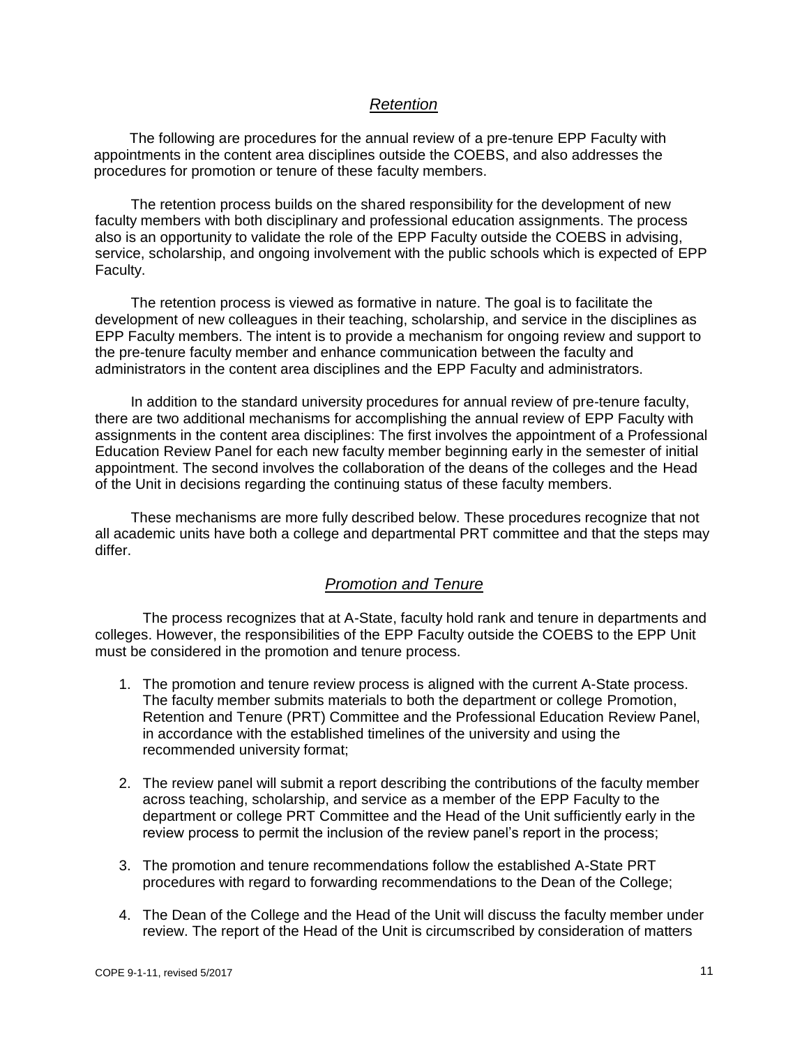## *Retention*

The following are procedures for the annual review of a pre-tenure EPP Faculty with appointments in the content area disciplines outside the COEBS, and also addresses the procedures for promotion or tenure of these faculty members.

The retention process builds on the shared responsibility for the development of new faculty members with both disciplinary and professional education assignments. The process also is an opportunity to validate the role of the EPP Faculty outside the COEBS in advising, service, scholarship, and ongoing involvement with the public schools which is expected of EPP Faculty.

The retention process is viewed as formative in nature. The goal is to facilitate the development of new colleagues in their teaching, scholarship, and service in the disciplines as EPP Faculty members. The intent is to provide a mechanism for ongoing review and support to the pre-tenure faculty member and enhance communication between the faculty and administrators in the content area disciplines and the EPP Faculty and administrators.

In addition to the standard university procedures for annual review of pre-tenure faculty, there are two additional mechanisms for accomplishing the annual review of EPP Faculty with assignments in the content area disciplines: The first involves the appointment of a Professional Education Review Panel for each new faculty member beginning early in the semester of initial appointment. The second involves the collaboration of the deans of the colleges and the Head of the Unit in decisions regarding the continuing status of these faculty members.

These mechanisms are more fully described below. These procedures recognize that not all academic units have both a college and departmental PRT committee and that the steps may differ.

## *Promotion and Tenure*

The process recognizes that at A-State, faculty hold rank and tenure in departments and colleges. However, the responsibilities of the EPP Faculty outside the COEBS to the EPP Unit must be considered in the promotion and tenure process.

1. The promotion and tenure review process is aligned with the current A-State process. The faculty member submits materials to both the department or college Promotion, Retention and Tenure (PRT) Committee and the Professional Education Review Panel, in accordance with the established timelines of the university and using the recommended university format;

2. The review panel will submit a report describing the contributions of the faculty member across teaching, scholarship, and service as a member of the EPP Faculty to the department or college PRT Committee and the Head of the Unit sufficiently early in the review process to permit the inclusion of the review panel's report in the process;

3. The promotion and tenure recommendations follow the established A-State PRT procedures with regard to forwarding recommendations to the Dean of the College;

4. The Dean of the College and the Head of the Unit will discuss the faculty member under review. The report of the Head of the Unit is circumscribed by consideration of matters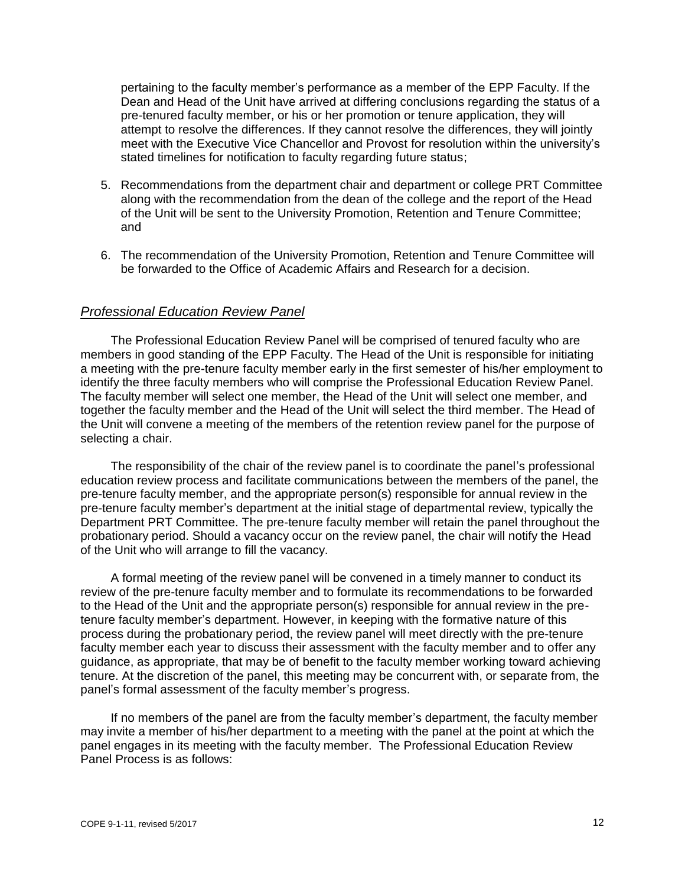pertaining to the faculty member's performance as a member of the EPP Faculty. If the Dean and Head of the Unit have arrived at differing conclusions regarding the status of a pre-tenured faculty member, or his or her promotion or tenure application, they will attempt to resolve the differences. If they cannot resolve the differences, they will jointly meet with the Executive Vice Chancellor and Provost for resolution within the university's stated timelines for notification to faculty regarding future status;

5. Recommendations from the department chair and department or college PRT Committee along with the recommendation from the dean of the college and the report of the Head of the Unit will be sent to the University Promotion, Retention and Tenure Committee; and

6. The recommendation of the University Promotion, Retention and Tenure Committee will be forwarded to the Office of Academic Affairs and Research for a decision.

## *Professional Education Review Panel*

The Professional Education Review Panel will be comprised of tenured faculty who are members in good standing of the EPP Faculty. The Head of the Unit is responsible for initiating a meeting with the pre-tenure faculty member early in the first semester of his/her employment to identify the three faculty members who will comprise the Professional Education Review Panel. The faculty member will select one member, the Head of the Unit will select one member, and together the faculty member and the Head of the Unit will select the third member. The Head of the Unit will convene a meeting of the members of the retention review panel for the purpose of selecting a chair.

The responsibility of the chair of the review panel is to coordinate the panel's professional education review process and facilitate communications between the members of the panel, the pre-tenure faculty member, and the appropriate person(s) responsible for annual review in the pre-tenure faculty member's department at the initial stage of departmental review, typically the Department PRT Committee. The pre-tenure faculty member will retain the panel throughout the probationary period. Should a vacancy occur on the review panel, the chair will notify the Head of the Unit who will arrange to fill the vacancy.

A formal meeting of the review panel will be convened in a timely manner to conduct its review of the pre-tenure faculty member and to formulate its recommendations to be forwarded to the Head of the Unit and the appropriate person(s) responsible for annual review in the pre-tenure faculty member's department. However, in keeping with the formative nature of this process during the probationary period, the review panel will meet directly with the pre-tenure faculty member each year to discuss their assessment with the faculty member and to offer any guidance, as appropriate, that may be of benefit to the faculty member working toward achieving tenure. At the discretion of the panel, this meeting may be concurrent with, or separate from, the panel's formal assessment of the faculty member's progress.

If no members of the panel are from the faculty member's department, the faculty member may invite a member of his/her department to a meeting with the panel at the point at which the panel engages in its meeting with the faculty member. The Professional Education Review Panel Process is as follows: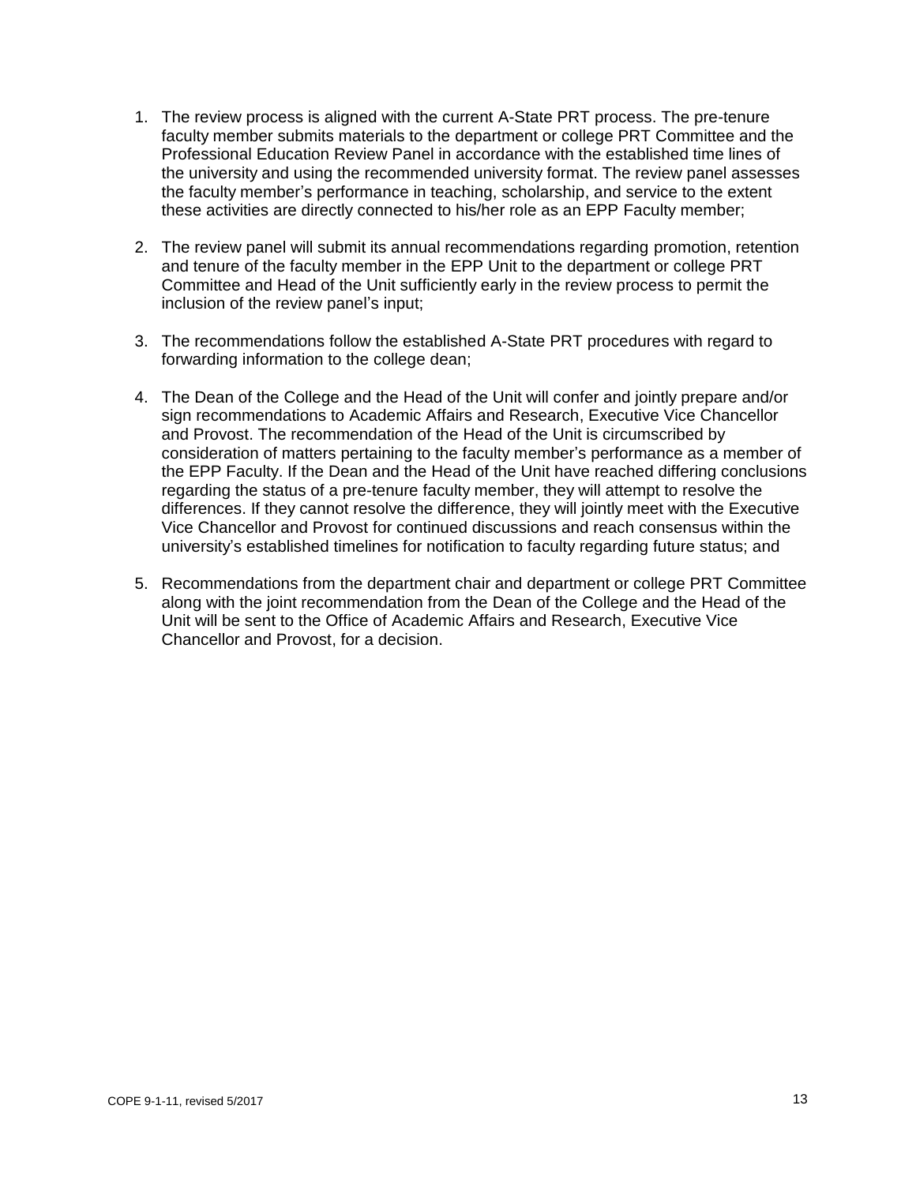1. The review process is aligned with the current A-State PRT process. The pre-tenure faculty member submits materials to the department or college PRT Committee and the Professional Education Review Panel in accordance with the established time lines of the university and using the recommended university format. The review panel assesses the faculty member's performance in teaching, scholarship, and service to the extent these activities are directly connected to his/her role as an EPP Faculty member;

2. The review panel will submit its annual recommendations regarding promotion, retention and tenure of the faculty member in the EPP Unit to the department or college PRT Committee and Head of the Unit sufficiently early in the review process to permit the inclusion of the review panel's input;

3. The recommendations follow the established A-State PRT procedures with regard to forwarding information to the college dean;

4. The Dean of the College and the Head of the Unit will confer and jointly prepare and/or sign recommendations to Academic Affairs and Research, Executive Vice Chancellor and Provost. The recommendation of the Head of the Unit is circumscribed by consideration of matters pertaining to the faculty member's performance as a member of the EPP Faculty. If the Dean and the Head of the Unit have reached differing conclusions regarding the status of a pre-tenure faculty member, they will attempt to resolve the differences. If they cannot resolve the difference, they will jointly meet with the Executive Vice Chancellor and Provost for continued discussions and reach consensus within the university's established timelines for notification to faculty regarding future status; and

5. Recommendations from the department chair and department or college PRT Committee along with the joint recommendation from the Dean of the College and the Head of the Unit will be sent to the Office of Academic Affairs and Research, Executive Vice Chancellor and Provost, for a decision.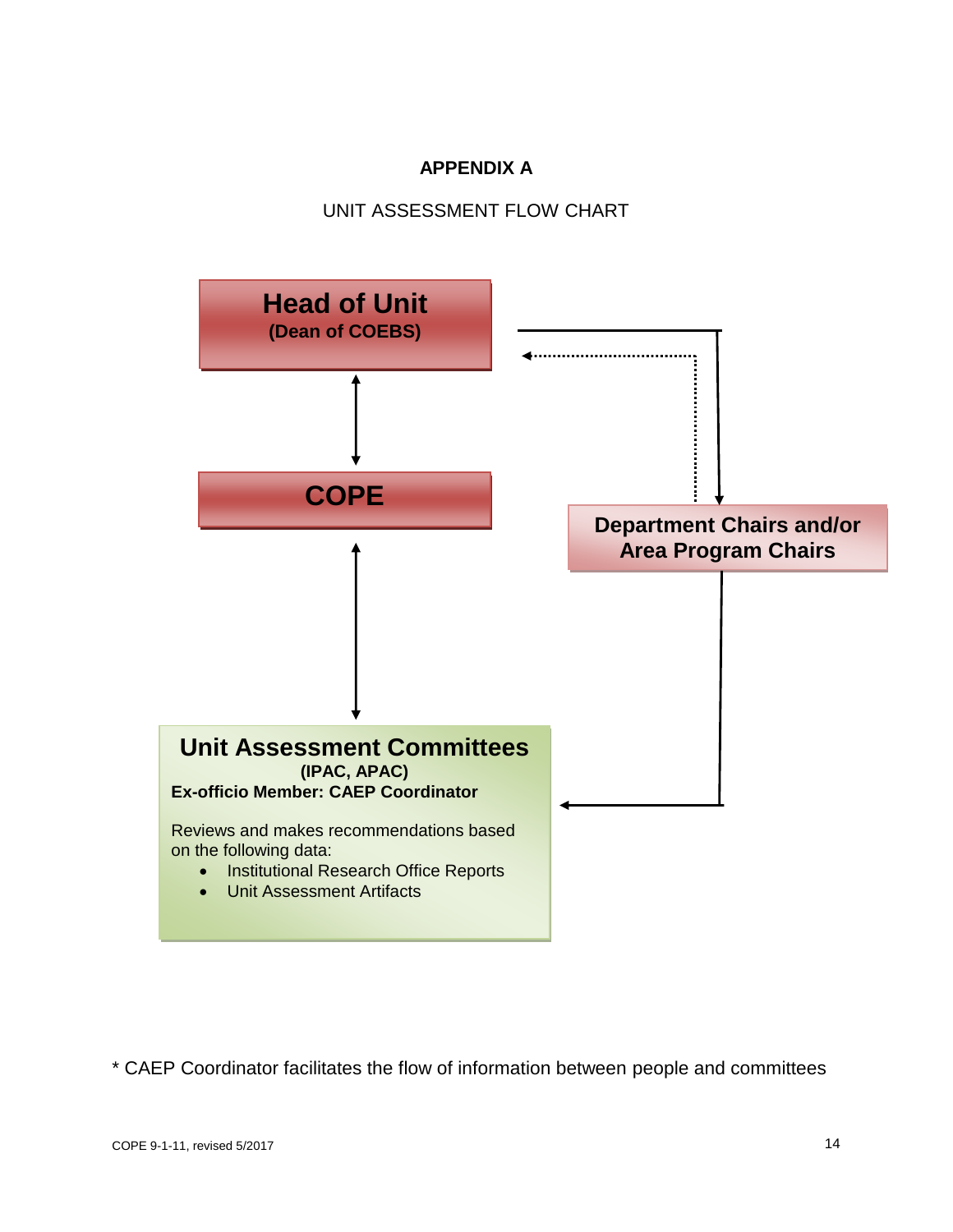**APPENDIX A**

UNIT ASSESSMENT FLOW CHART

**Head of Unit**
**(Dean of COEBS)**

**COPE**

**Department Chairs and/or Area Program Chairs**

**Unit Assessment Committees**
**(IPAC, APAC)**
**Ex-officio Member: CAEP Coordinator**

Reviews and makes recommendations based on the following data:

- Institutional Research Office Reports
- Unit Assessment Artifacts

* CAEP Coordinator facilitates the flow of information between people and committees

COPE 9-1-11, revised 5/2017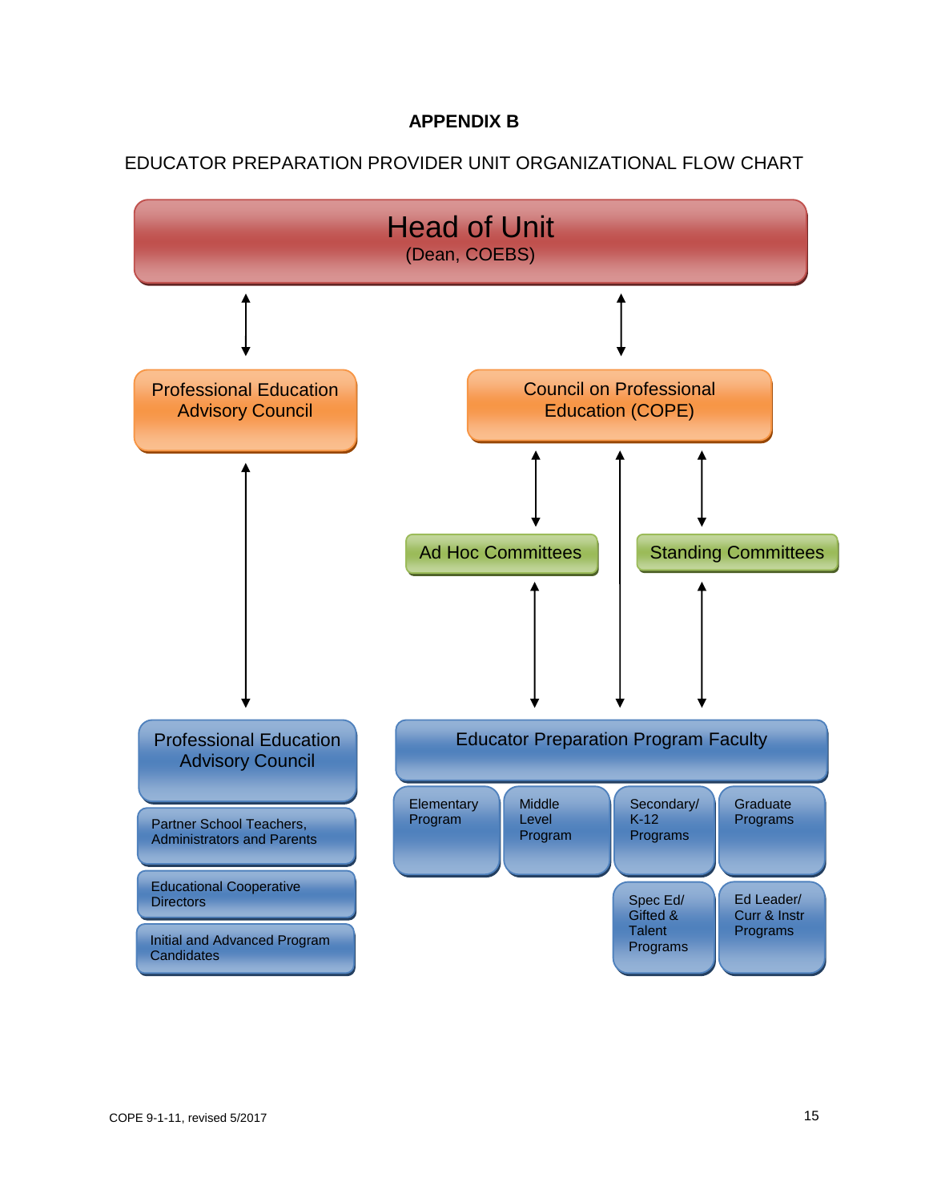# APPENDIX B

EDUCATOR PREPARATION PROVIDER UNIT ORGANIZATIONAL FLOW CHART

**Head of Unit**
(Dean, COEBS)

↕

**Professional Education Advisory Council**

↕

**Professional Education Advisory Council**

- Partner School Teachers, Administrators and Parents
- Educational Cooperative Directors
- Initial and Advanced Program Candidates

---

**Head of Unit**
(Dean, COEBS)

↕

**Council on Professional Education (COPE)**

↕

- **Ad Hoc Committees**
- **Standing Committees**

↕

**Educator Preparation Program Faculty**

- Elementary Program
- Middle Level Program
- Secondary/ K-12 Programs
- Graduate Programs
- Spec Ed/ Gifted & Talent Programs
- Ed Leader/ Curr & Instr Programs

COPE 9-1-11, revised 5/2017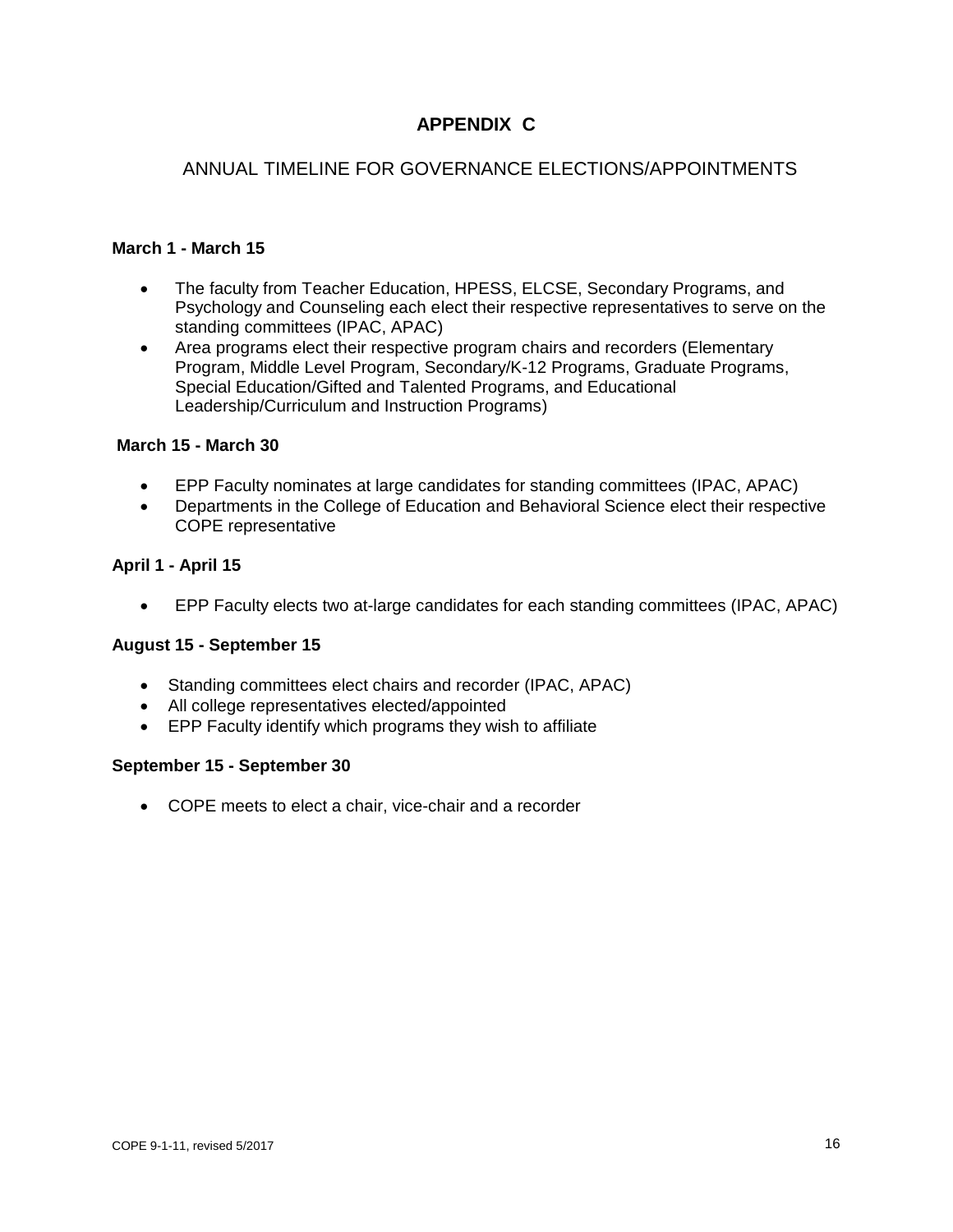# APPENDIX C

## ANNUAL TIMELINE FOR GOVERNANCE ELECTIONS/APPOINTMENTS

**March 1 - March 15**

- The faculty from Teacher Education, HPESS, ELCSE, Secondary Programs, and Psychology and Counseling each elect their respective representatives to serve on the standing committees (IPAC, APAC)
- Area programs elect their respective program chairs and recorders (Elementary Program, Middle Level Program, Secondary/K-12 Programs, Graduate Programs, Special Education/Gifted and Talented Programs, and Educational Leadership/Curriculum and Instruction Programs)

**March 15 - March 30**

- EPP Faculty nominates at large candidates for standing committees (IPAC, APAC)
- Departments in the College of Education and Behavioral Science elect their respective COPE representative

**April 1 - April 15**

- EPP Faculty elects two at-large candidates for each standing committees (IPAC, APAC)

**August 15 - September 15**

- Standing committees elect chairs and recorder (IPAC, APAC)
- All college representatives elected/appointed
- EPP Faculty identify which programs they wish to affiliate

**September 15 - September 30**

- COPE meets to elect a chair, vice-chair and a recorder

COPE 9-1-11, revised 5/2017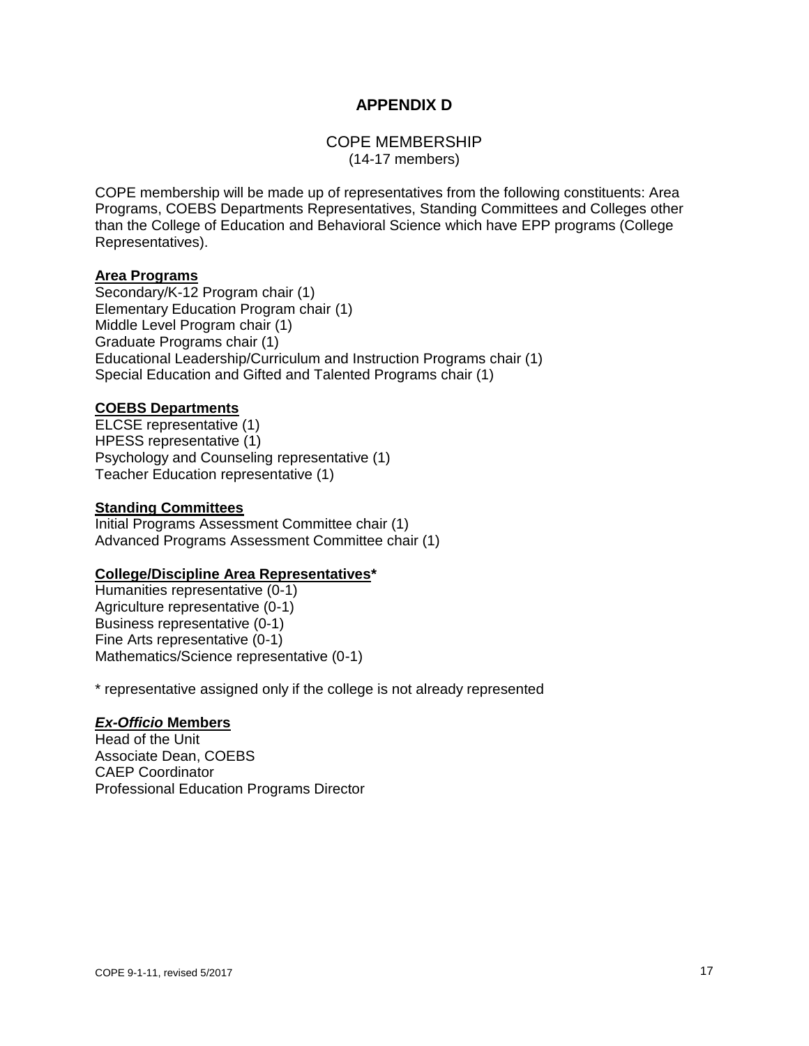# APPENDIX D

## COPE MEMBERSHIP
(14-17 members)

COPE membership will be made up of representatives from the following constituents: Area Programs, COEBS Departments Representatives, Standing Committees and Colleges other than the College of Education and Behavioral Science which have EPP programs (College Representatives).

**Area Programs**
Secondary/K-12 Program chair (1)
Elementary Education Program chair (1)
Middle Level Program chair (1)
Graduate Programs chair (1)
Educational Leadership/Curriculum and Instruction Programs chair (1)
Special Education and Gifted and Talented Programs chair (1)

**COEBS Departments**
ELCSE representative (1)
HPESS representative (1)
Psychology and Counseling representative (1)
Teacher Education representative (1)

**Standing Committees**
Initial Programs Assessment Committee chair (1)
Advanced Programs Assessment Committee chair (1)

**College/Discipline Area Representatives***
Humanities representative (0-1)
Agriculture representative (0-1)
Business representative (0-1)
Fine Arts representative (0-1)
Mathematics/Science representative (0-1)

* representative assigned only if the college is not already represented

***Ex-Officio* Members**
Head of the Unit
Associate Dean, COEBS
CAEP Coordinator
Professional Education Programs Director

COPE 9-1-11, revised 5/2017